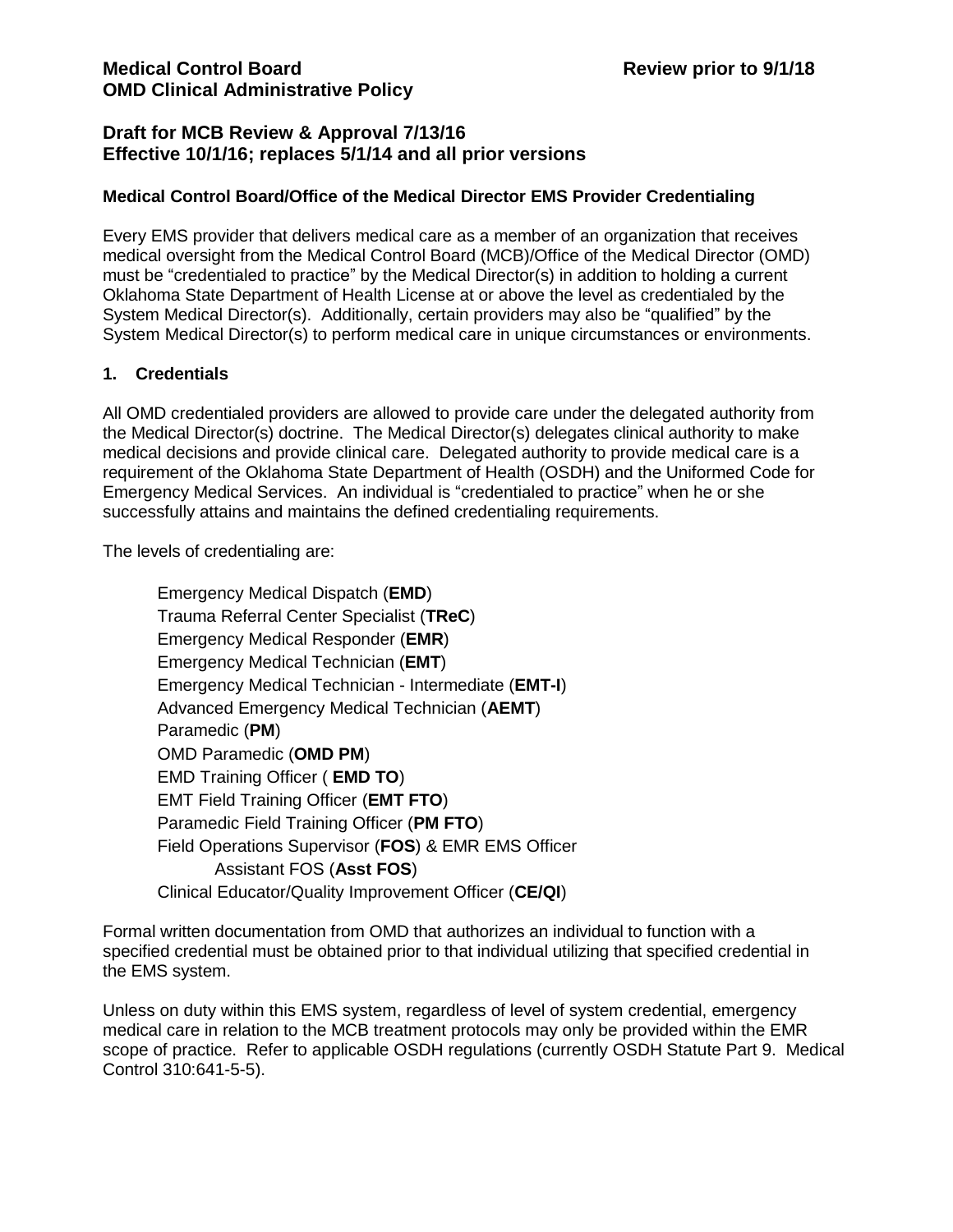**Medical Control Board** **Review prior to 9/1/18**
**OMD Clinical Administrative Policy**

## Draft for MCB Review & Approval 7/13/16
## Effective 10/1/16; replaces 5/1/14 and all prior versions

### Medical Control Board/Office of the Medical Director EMS Provider Credentialing

Every EMS provider that delivers medical care as a member of an organization that receives medical oversight from the Medical Control Board (MCB)/Office of the Medical Director (OMD) must be "credentialed to practice" by the Medical Director(s) in addition to holding a current Oklahoma State Department of Health License at or above the level as credentialed by the System Medical Director(s). Additionally, certain providers may also be "qualified" by the System Medical Director(s) to perform medical care in unique circumstances or environments.

### 1. Credentials

All OMD credentialed providers are allowed to provide care under the delegated authority from the Medical Director(s) doctrine. The Medical Director(s) delegates clinical authority to make medical decisions and provide clinical care. Delegated authority to provide medical care is a requirement of the Oklahoma State Department of Health (OSDH) and the Uniformed Code for Emergency Medical Services. An individual is "credentialed to practice" when he or she successfully attains and maintains the defined credentialing requirements.

The levels of credentialing are:

- Emergency Medical Dispatch (**EMD**)
- Trauma Referral Center Specialist (**TReC**)
- Emergency Medical Responder (**EMR**)
- Emergency Medical Technician (**EMT**)
- Emergency Medical Technician - Intermediate (**EMT-I**)
- Advanced Emergency Medical Technician (**AEMT**)
- Paramedic (**PM**)
- OMD Paramedic (**OMD PM**)
- EMD Training Officer ( **EMD TO**)
- EMT Field Training Officer (**EMT FTO**)
- Paramedic Field Training Officer (**PM FTO**)
- Field Operations Supervisor (**FOS**) & EMR EMS Officer
  - Assistant FOS (**Asst FOS**)
- Clinical Educator/Quality Improvement Officer (**CE/QI**)

Formal written documentation from OMD that authorizes an individual to function with a specified credential must be obtained prior to that individual utilizing that specified credential in the EMS system.

Unless on duty within this EMS system, regardless of level of system credential, emergency medical care in relation to the MCB treatment protocols may only be provided within the EMR scope of practice. Refer to applicable OSDH regulations (currently OSDH Statute Part 9. Medical Control 310:641-5-5).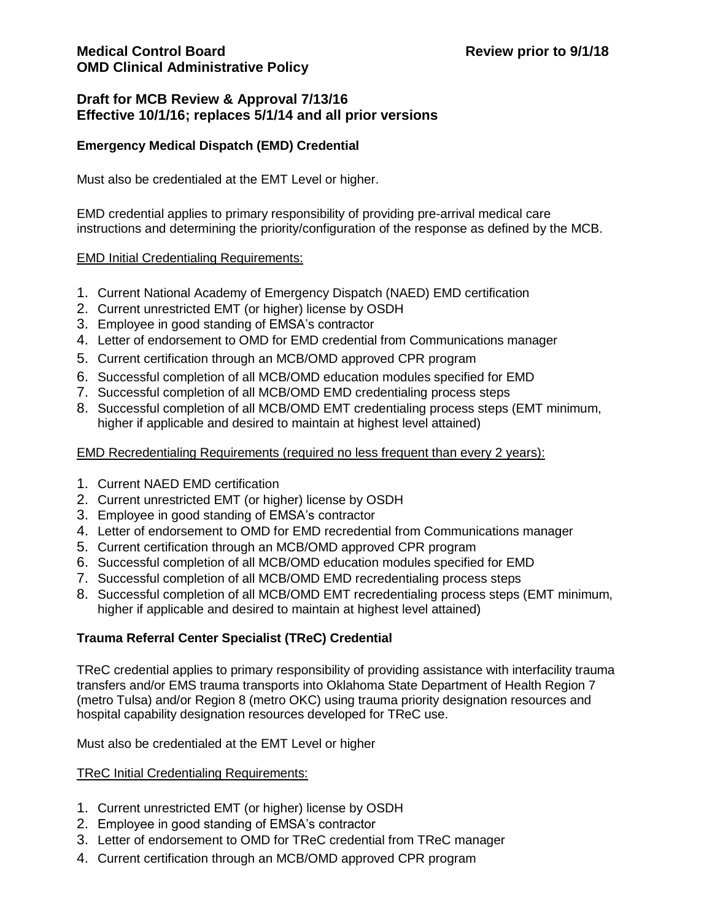**Medical Control Board** **Review prior to 9/1/18**
**OMD Clinical Administrative Policy**

**Draft for MCB Review & Approval 7/13/16**
**Effective 10/1/16; replaces 5/1/14 and all prior versions**

### Emergency Medical Dispatch (EMD) Credential

Must also be credentialed at the EMT Level or higher.

EMD credential applies to primary responsibility of providing pre-arrival medical care instructions and determining the priority/configuration of the response as defined by the MCB.

<u>EMD Initial Credentialing Requirements:</u>

1. Current National Academy of Emergency Dispatch (NAED) EMD certification
2. Current unrestricted EMT (or higher) license by OSDH
3. Employee in good standing of EMSA's contractor
4. Letter of endorsement to OMD for EMD credential from Communications manager
5. Current certification through an MCB/OMD approved CPR program
6. Successful completion of all MCB/OMD education modules specified for EMD
7. Successful completion of all MCB/OMD EMD credentialing process steps
8. Successful completion of all MCB/OMD EMT credentialing process steps (EMT minimum, higher if applicable and desired to maintain at highest level attained)

<u>EMD Recredentialing Requirements (required no less frequent than every 2 years):</u>

1. Current NAED EMD certification
2. Current unrestricted EMT (or higher) license by OSDH
3. Employee in good standing of EMSA's contractor
4. Letter of endorsement to OMD for EMD recredential from Communications manager
5. Current certification through an MCB/OMD approved CPR program
6. Successful completion of all MCB/OMD education modules specified for EMD
7. Successful completion of all MCB/OMD EMD recredentialing process steps
8. Successful completion of all MCB/OMD EMT recredentialing process steps (EMT minimum, higher if applicable and desired to maintain at highest level attained)

### Trauma Referral Center Specialist (TReC) Credential

TReC credential applies to primary responsibility of providing assistance with interfacility trauma transfers and/or EMS trauma transports into Oklahoma State Department of Health Region 7 (metro Tulsa) and/or Region 8 (metro OKC) using trauma priority designation resources and hospital capability designation resources developed for TReC use.

Must also be credentialed at the EMT Level or higher

<u>TReC Initial Credentialing Requirements:</u>

1. Current unrestricted EMT (or higher) license by OSDH
2. Employee in good standing of EMSA's contractor
3. Letter of endorsement to OMD for TReC credential from TReC manager
4. Current certification through an MCB/OMD approved CPR program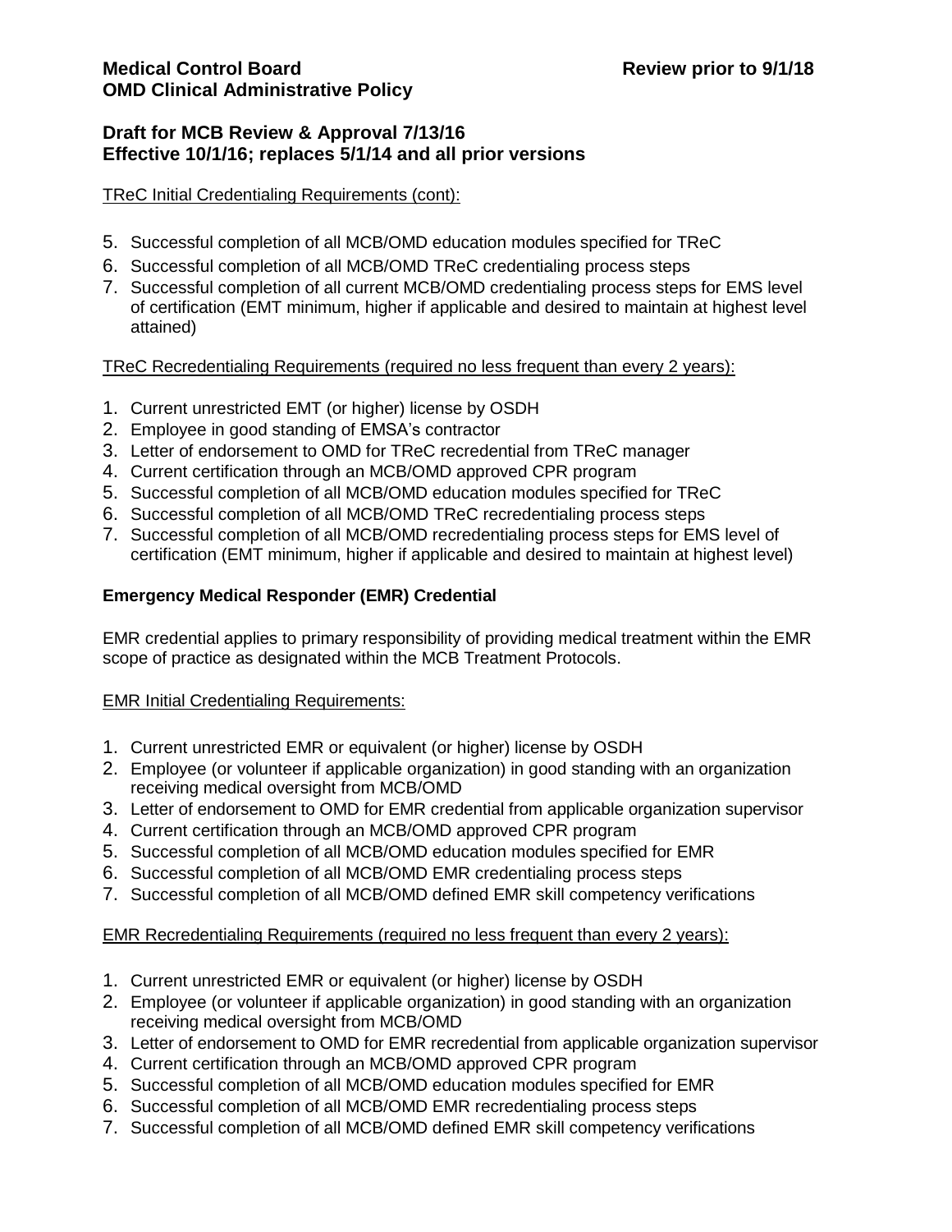TReC Initial Credentialing Requirements (cont):

5. Successful completion of all MCB/OMD education modules specified for TReC
6. Successful completion of all MCB/OMD TReC credentialing process steps
7. Successful completion of all current MCB/OMD credentialing process steps for EMS level of certification (EMT minimum, higher if applicable and desired to maintain at highest level attained)

TReC Recredentialing Requirements (required no less frequent than every 2 years):

1. Current unrestricted EMT (or higher) license by OSDH
2. Employee in good standing of EMSA's contractor
3. Letter of endorsement to OMD for TReC recredential from TReC manager
4. Current certification through an MCB/OMD approved CPR program
5. Successful completion of all MCB/OMD education modules specified for TReC
6. Successful completion of all MCB/OMD TReC recredentialing process steps
7. Successful completion of all MCB/OMD recredentialing process steps for EMS level of certification (EMT minimum, higher if applicable and desired to maintain at highest level)

## Emergency Medical Responder (EMR) Credential

EMR credential applies to primary responsibility of providing medical treatment within the EMR scope of practice as designated within the MCB Treatment Protocols.

EMR Initial Credentialing Requirements:

1. Current unrestricted EMR or equivalent (or higher) license by OSDH
2. Employee (or volunteer if applicable organization) in good standing with an organization receiving medical oversight from MCB/OMD
3. Letter of endorsement to OMD for EMR credential from applicable organization supervisor
4. Current certification through an MCB/OMD approved CPR program
5. Successful completion of all MCB/OMD education modules specified for EMR
6. Successful completion of all MCB/OMD EMR credentialing process steps
7. Successful completion of all MCB/OMD defined EMR skill competency verifications

EMR Recredentialing Requirements (required no less frequent than every 2 years):

1. Current unrestricted EMR or equivalent (or higher) license by OSDH
2. Employee (or volunteer if applicable organization) in good standing with an organization receiving medical oversight from MCB/OMD
3. Letter of endorsement to OMD for EMR recredential from applicable organization supervisor
4. Current certification through an MCB/OMD approved CPR program
5. Successful completion of all MCB/OMD education modules specified for EMR
6. Successful completion of all MCB/OMD EMR recredentialing process steps
7. Successful completion of all MCB/OMD defined EMR skill competency verifications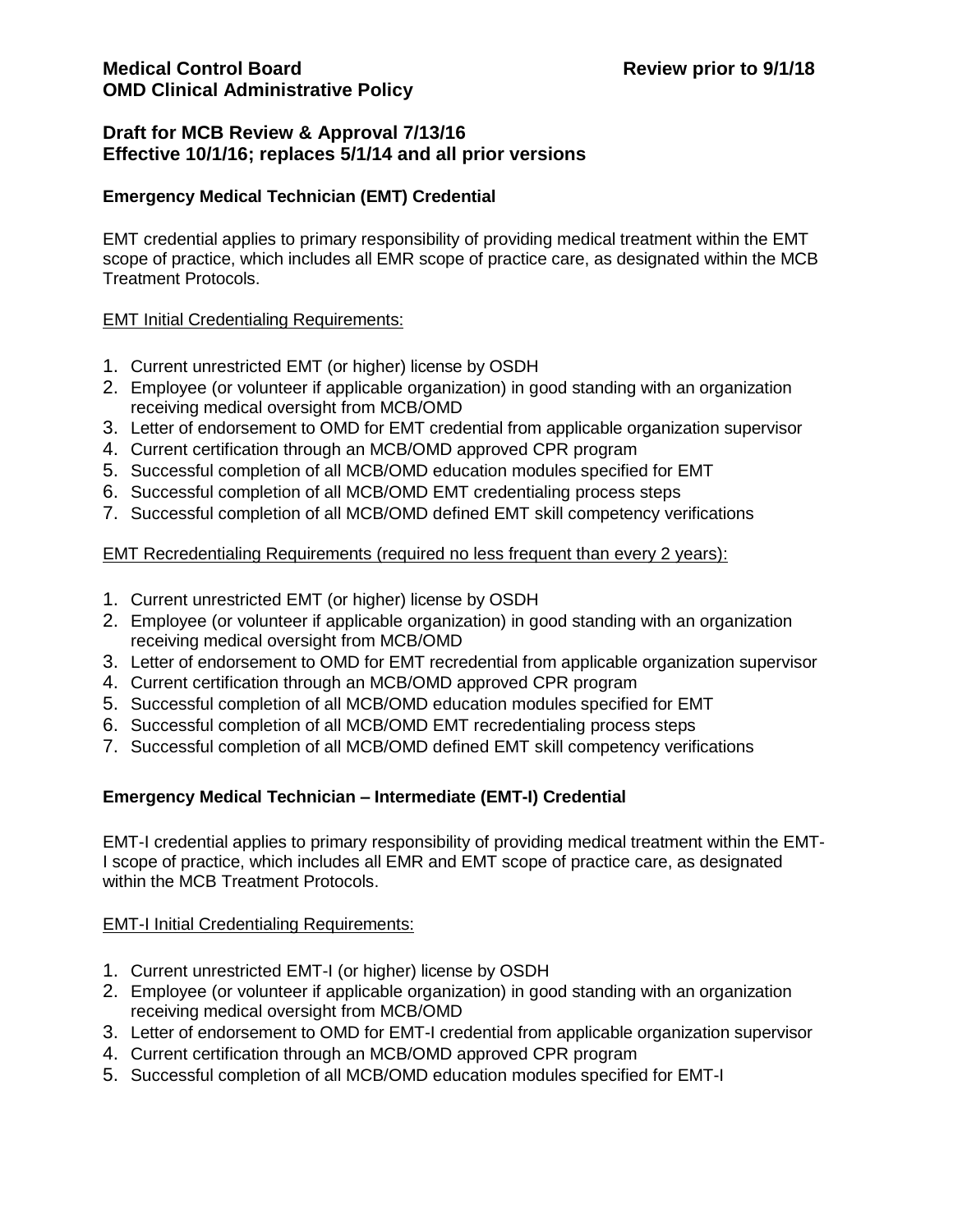**Medical Control Board** **Review prior to 9/1/18**
**OMD Clinical Administrative Policy**

**Draft for MCB Review & Approval 7/13/16**
**Effective 10/1/16; replaces 5/1/14 and all prior versions**

### Emergency Medical Technician (EMT) Credential

EMT credential applies to primary responsibility of providing medical treatment within the EMT scope of practice, which includes all EMR scope of practice care, as designated within the MCB Treatment Protocols.

EMT Initial Credentialing Requirements:

1. Current unrestricted EMT (or higher) license by OSDH
2. Employee (or volunteer if applicable organization) in good standing with an organization receiving medical oversight from MCB/OMD
3. Letter of endorsement to OMD for EMT credential from applicable organization supervisor
4. Current certification through an MCB/OMD approved CPR program
5. Successful completion of all MCB/OMD education modules specified for EMT
6. Successful completion of all MCB/OMD EMT credentialing process steps
7. Successful completion of all MCB/OMD defined EMT skill competency verifications

EMT Recredentialing Requirements (required no less frequent than every 2 years):

1. Current unrestricted EMT (or higher) license by OSDH
2. Employee (or volunteer if applicable organization) in good standing with an organization receiving medical oversight from MCB/OMD
3. Letter of endorsement to OMD for EMT recredential from applicable organization supervisor
4. Current certification through an MCB/OMD approved CPR program
5. Successful completion of all MCB/OMD education modules specified for EMT
6. Successful completion of all MCB/OMD EMT recredentialing process steps
7. Successful completion of all MCB/OMD defined EMT skill competency verifications

### Emergency Medical Technician – Intermediate (EMT-I) Credential

EMT-I credential applies to primary responsibility of providing medical treatment within the EMT-I scope of practice, which includes all EMR and EMT scope of practice care, as designated within the MCB Treatment Protocols.

EMT-I Initial Credentialing Requirements:

1. Current unrestricted EMT-I (or higher) license by OSDH
2. Employee (or volunteer if applicable organization) in good standing with an organization receiving medical oversight from MCB/OMD
3. Letter of endorsement to OMD for EMT-I credential from applicable organization supervisor
4. Current certification through an MCB/OMD approved CPR program
5. Successful completion of all MCB/OMD education modules specified for EMT-I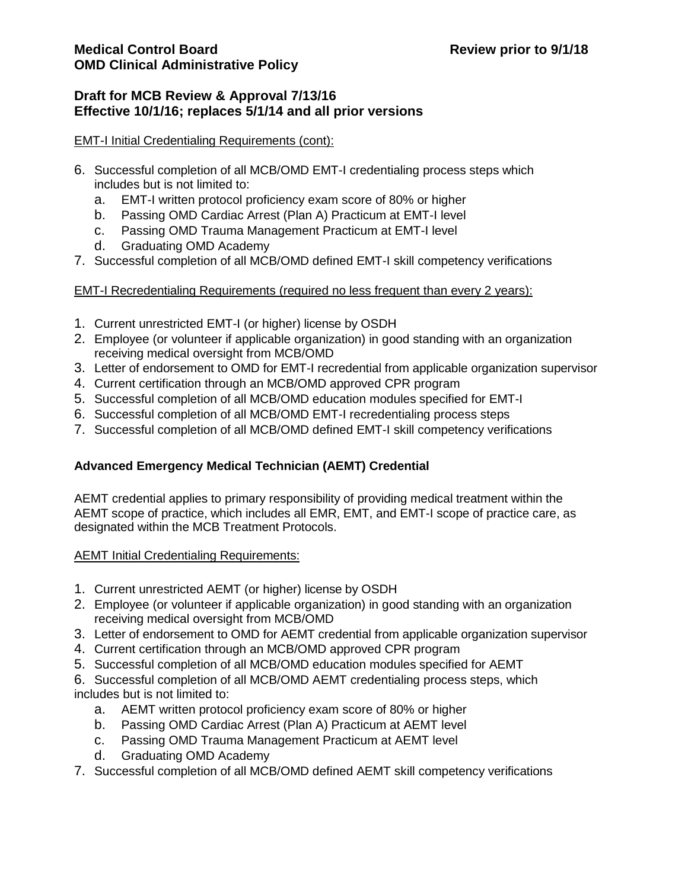EMT-I Initial Credentialing Requirements (cont):

6. Successful completion of all MCB/OMD EMT-I credentialing process steps which includes but is not limited to:
   a. EMT-I written protocol proficiency exam score of 80% or higher
   b. Passing OMD Cardiac Arrest (Plan A) Practicum at EMT-I level
   c. Passing OMD Trauma Management Practicum at EMT-I level
   d. Graduating OMD Academy
7. Successful completion of all MCB/OMD defined EMT-I skill competency verifications

EMT-I Recredentialing Requirements (required no less frequent than every 2 years):

1. Current unrestricted EMT-I (or higher) license by OSDH
2. Employee (or volunteer if applicable organization) in good standing with an organization receiving medical oversight from MCB/OMD
3. Letter of endorsement to OMD for EMT-I recredential from applicable organization supervisor
4. Current certification through an MCB/OMD approved CPR program
5. Successful completion of all MCB/OMD education modules specified for EMT-I
6. Successful completion of all MCB/OMD EMT-I recredentialing process steps
7. Successful completion of all MCB/OMD defined EMT-I skill competency verifications

**Advanced Emergency Medical Technician (AEMT) Credential**

AEMT credential applies to primary responsibility of providing medical treatment within the AEMT scope of practice, which includes all EMR, EMT, and EMT-I scope of practice care, as designated within the MCB Treatment Protocols.

AEMT Initial Credentialing Requirements:

1. Current unrestricted AEMT (or higher) license by OSDH
2. Employee (or volunteer if applicable organization) in good standing with an organization receiving medical oversight from MCB/OMD
3. Letter of endorsement to OMD for AEMT credential from applicable organization supervisor
4. Current certification through an MCB/OMD approved CPR program
5. Successful completion of all MCB/OMD education modules specified for AEMT
6. Successful completion of all MCB/OMD AEMT credentialing process steps, which includes but is not limited to:
   a. AEMT written protocol proficiency exam score of 80% or higher
   b. Passing OMD Cardiac Arrest (Plan A) Practicum at AEMT level
   c. Passing OMD Trauma Management Practicum at AEMT level
   d. Graduating OMD Academy
7. Successful completion of all MCB/OMD defined AEMT skill competency verifications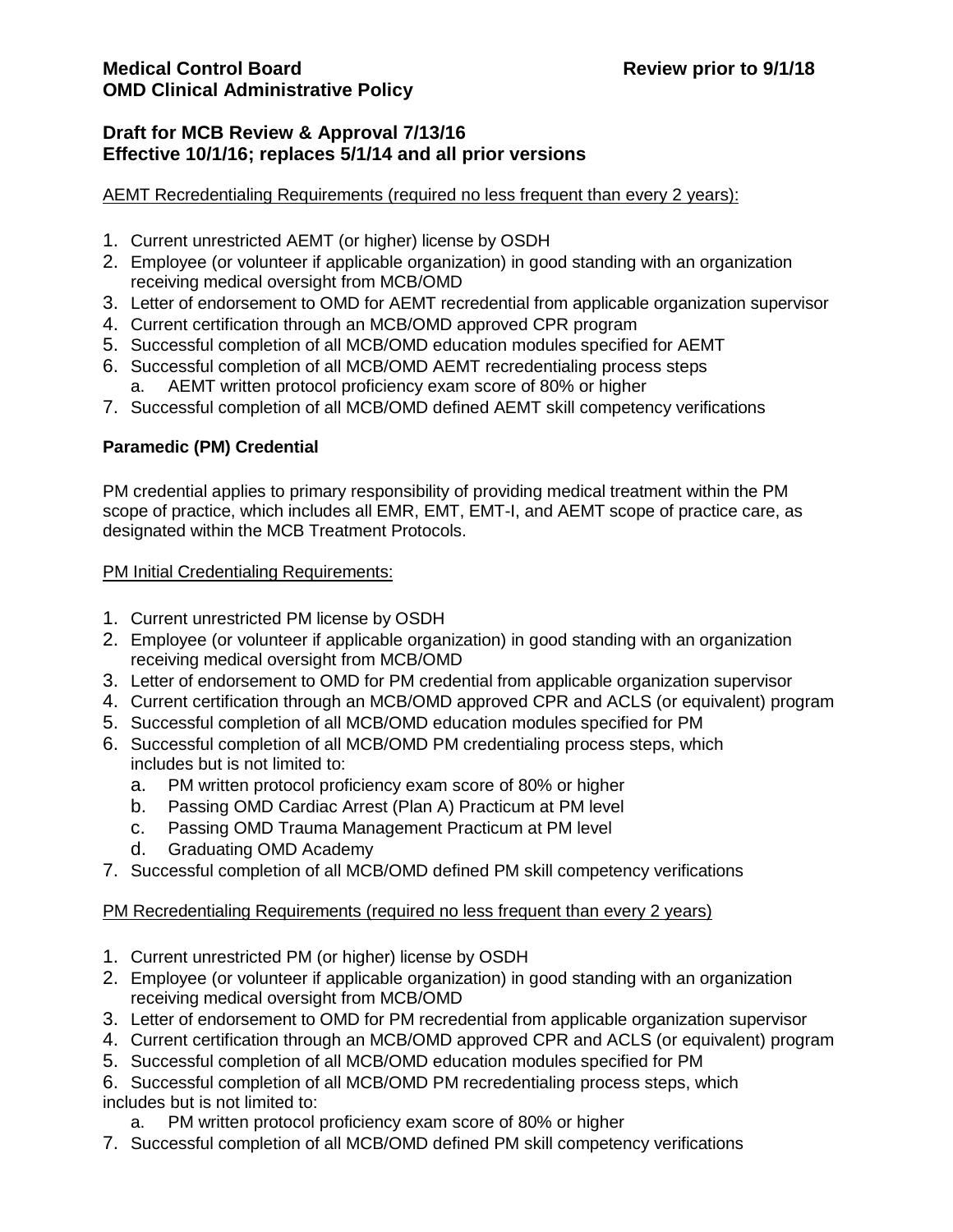**Medical Control Board** **Review prior to 9/1/18**
**OMD Clinical Administrative Policy**

**Draft for MCB Review & Approval 7/13/16**
**Effective 10/1/16; replaces 5/1/14 and all prior versions**

AEMT Recredentialing Requirements (required no less frequent than every 2 years):

1. Current unrestricted AEMT (or higher) license by OSDH
2. Employee (or volunteer if applicable organization) in good standing with an organization receiving medical oversight from MCB/OMD
3. Letter of endorsement to OMD for AEMT recredential from applicable organization supervisor
4. Current certification through an MCB/OMD approved CPR program
5. Successful completion of all MCB/OMD education modules specified for AEMT
6. Successful completion of all MCB/OMD AEMT recredentialing process steps
   a. AEMT written protocol proficiency exam score of 80% or higher
7. Successful completion of all MCB/OMD defined AEMT skill competency verifications

**Paramedic (PM) Credential**

PM credential applies to primary responsibility of providing medical treatment within the PM scope of practice, which includes all EMR, EMT, EMT-I, and AEMT scope of practice care, as designated within the MCB Treatment Protocols.

PM Initial Credentialing Requirements:

1. Current unrestricted PM license by OSDH
2. Employee (or volunteer if applicable organization) in good standing with an organization receiving medical oversight from MCB/OMD
3. Letter of endorsement to OMD for PM credential from applicable organization supervisor
4. Current certification through an MCB/OMD approved CPR and ACLS (or equivalent) program
5. Successful completion of all MCB/OMD education modules specified for PM
6. Successful completion of all MCB/OMD PM credentialing process steps, which includes but is not limited to:
   a. PM written protocol proficiency exam score of 80% or higher
   b. Passing OMD Cardiac Arrest (Plan A) Practicum at PM level
   c. Passing OMD Trauma Management Practicum at PM level
   d. Graduating OMD Academy
7. Successful completion of all MCB/OMD defined PM skill competency verifications

PM Recredentialing Requirements (required no less frequent than every 2 years)

1. Current unrestricted PM (or higher) license by OSDH
2. Employee (or volunteer if applicable organization) in good standing with an organization receiving medical oversight from MCB/OMD
3. Letter of endorsement to OMD for PM recredential from applicable organization supervisor
4. Current certification through an MCB/OMD approved CPR and ACLS (or equivalent) program
5. Successful completion of all MCB/OMD education modules specified for PM
6. Successful completion of all MCB/OMD PM recredentialing process steps, which includes but is not limited to:
   a. PM written protocol proficiency exam score of 80% or higher
7. Successful completion of all MCB/OMD defined PM skill competency verifications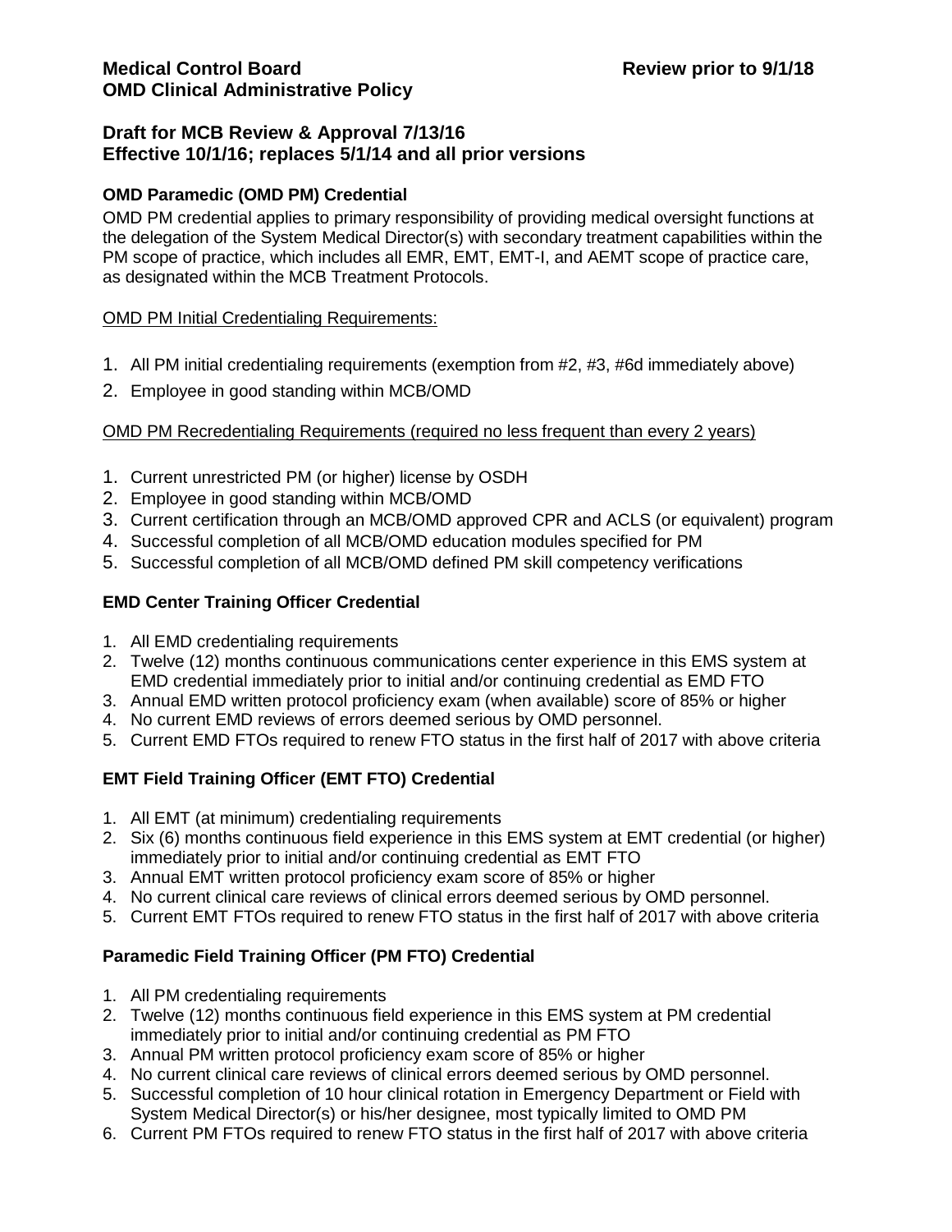**Medical Control Board** **Review prior to 9/1/18**
**OMD Clinical Administrative Policy**

**Draft for MCB Review & Approval 7/13/16**
**Effective 10/1/16; replaces 5/1/14 and all prior versions**

**OMD Paramedic (OMD PM) Credential**

OMD PM credential applies to primary responsibility of providing medical oversight functions at the delegation of the System Medical Director(s) with secondary treatment capabilities within the PM scope of practice, which includes all EMR, EMT, EMT-I, and AEMT scope of practice care, as designated within the MCB Treatment Protocols.

<u>OMD PM Initial Credentialing Requirements:</u>

1. All PM initial credentialing requirements (exemption from #2, #3, #6d immediately above)
2. Employee in good standing within MCB/OMD

<u>OMD PM Recredentialing Requirements (required no less frequent than every 2 years)</u>

1. Current unrestricted PM (or higher) license by OSDH
2. Employee in good standing within MCB/OMD
3. Current certification through an MCB/OMD approved CPR and ACLS (or equivalent) program
4. Successful completion of all MCB/OMD education modules specified for PM
5. Successful completion of all MCB/OMD defined PM skill competency verifications

**EMD Center Training Officer Credential**

1. All EMD credentialing requirements
2. Twelve (12) months continuous communications center experience in this EMS system at EMD credential immediately prior to initial and/or continuing credential as EMD FTO
3. Annual EMD written protocol proficiency exam (when available) score of 85% or higher
4. No current EMD reviews of errors deemed serious by OMD personnel.
5. Current EMD FTOs required to renew FTO status in the first half of 2017 with above criteria

**EMT Field Training Officer (EMT FTO) Credential**

1. All EMT (at minimum) credentialing requirements
2. Six (6) months continuous field experience in this EMS system at EMT credential (or higher) immediately prior to initial and/or continuing credential as EMT FTO
3. Annual EMT written protocol proficiency exam score of 85% or higher
4. No current clinical care reviews of clinical errors deemed serious by OMD personnel.
5. Current EMT FTOs required to renew FTO status in the first half of 2017 with above criteria

**Paramedic Field Training Officer (PM FTO) Credential**

1. All PM credentialing requirements
2. Twelve (12) months continuous field experience in this EMS system at PM credential immediately prior to initial and/or continuing credential as PM FTO
3. Annual PM written protocol proficiency exam score of 85% or higher
4. No current clinical care reviews of clinical errors deemed serious by OMD personnel.
5. Successful completion of 10 hour clinical rotation in Emergency Department or Field with System Medical Director(s) or his/her designee, most typically limited to OMD PM
6. Current PM FTOs required to renew FTO status in the first half of 2017 with above criteria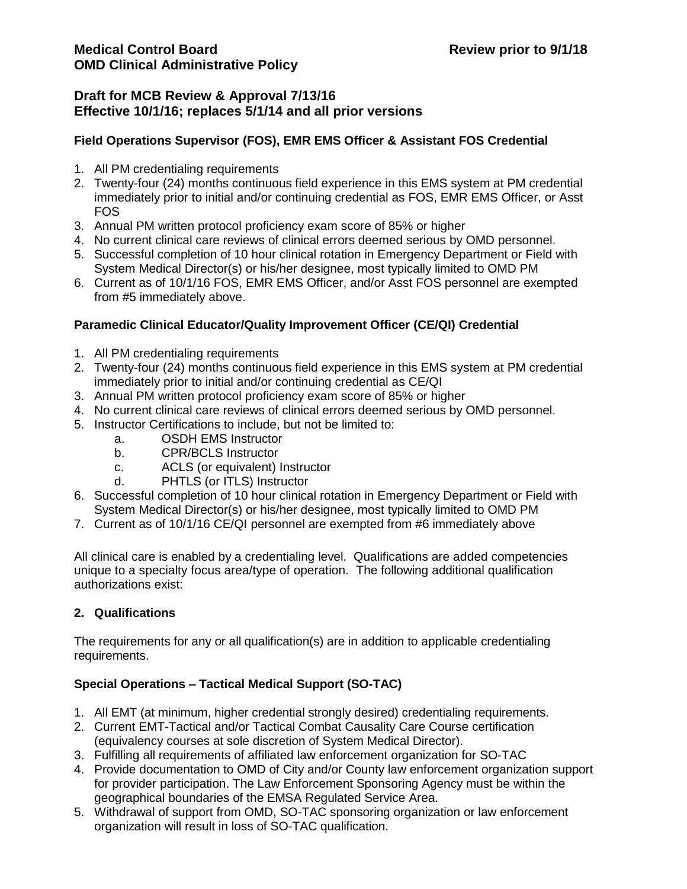**Medical Control Board** **Review prior to 9/1/18**
**OMD Clinical Administrative Policy**

**Draft for MCB Review & Approval 7/13/16**
**Effective 10/1/16; replaces 5/1/14 and all prior versions**

**Field Operations Supervisor (FOS), EMR EMS Officer & Assistant FOS Credential**

1. All PM credentialing requirements
2. Twenty-four (24) months continuous field experience in this EMS system at PM credential immediately prior to initial and/or continuing credential as FOS, EMR EMS Officer, or Asst FOS
3. Annual PM written protocol proficiency exam score of 85% or higher
4. No current clinical care reviews of clinical errors deemed serious by OMD personnel.
5. Successful completion of 10 hour clinical rotation in Emergency Department or Field with System Medical Director(s) or his/her designee, most typically limited to OMD PM
6. Current as of 10/1/16 FOS, EMR EMS Officer, and/or Asst FOS personnel are exempted from #5 immediately above.

**Paramedic Clinical Educator/Quality Improvement Officer (CE/QI) Credential**

1. All PM credentialing requirements
2. Twenty-four (24) months continuous field experience in this EMS system at PM credential immediately prior to initial and/or continuing credential as CE/QI
3. Annual PM written protocol proficiency exam score of 85% or higher
4. No current clinical care reviews of clinical errors deemed serious by OMD personnel.
5. Instructor Certifications to include, but not be limited to:
   a. OSDH EMS Instructor
   b. CPR/BCLS Instructor
   c. ACLS (or equivalent) Instructor
   d. PHTLS (or ITLS) Instructor
6. Successful completion of 10 hour clinical rotation in Emergency Department or Field with System Medical Director(s) or his/her designee, most typically limited to OMD PM
7. Current as of 10/1/16 CE/QI personnel are exempted from #6 immediately above

All clinical care is enabled by a credentialing level. Qualifications are added competencies unique to a specialty focus area/type of operation. The following additional qualification authorizations exist:

## 2. Qualifications

The requirements for any or all qualification(s) are in addition to applicable credentialing requirements.

**Special Operations – Tactical Medical Support (SO-TAC)**

1. All EMT (at minimum, higher credential strongly desired) credentialing requirements.
2. Current EMT-Tactical and/or Tactical Combat Causality Care Course certification (equivalency courses at sole discretion of System Medical Director).
3. Fulfilling all requirements of affiliated law enforcement organization for SO-TAC
4. Provide documentation to OMD of City and/or County law enforcement organization support for provider participation. The Law Enforcement Sponsoring Agency must be within the geographical boundaries of the EMSA Regulated Service Area.
5. Withdrawal of support from OMD, SO-TAC sponsoring organization or law enforcement organization will result in loss of SO-TAC qualification.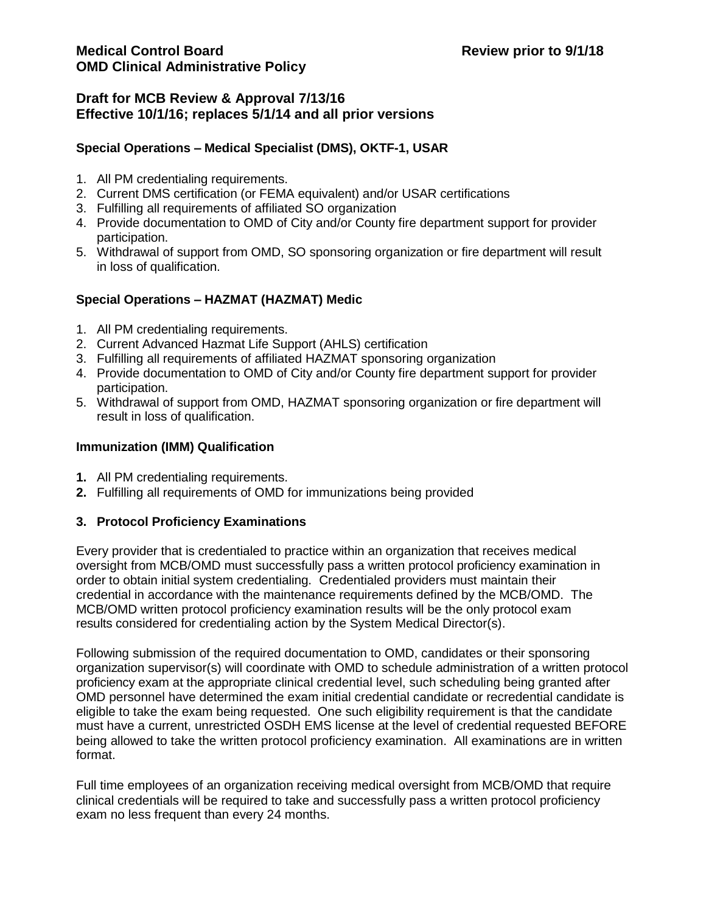**Medical Control Board** **Review prior to 9/1/18**
**OMD Clinical Administrative Policy**

## Draft for MCB Review & Approval 7/13/16
## Effective 10/1/16; replaces 5/1/14 and all prior versions

**Special Operations – Medical Specialist (DMS), OKTF-1, USAR**

1. All PM credentialing requirements.
2. Current DMS certification (or FEMA equivalent) and/or USAR certifications
3. Fulfilling all requirements of affiliated SO organization
4. Provide documentation to OMD of City and/or County fire department support for provider participation.
5. Withdrawal of support from OMD, SO sponsoring organization or fire department will result in loss of qualification.

**Special Operations – HAZMAT (HAZMAT) Medic**

1. All PM credentialing requirements.
2. Current Advanced Hazmat Life Support (AHLS) certification
3. Fulfilling all requirements of affiliated HAZMAT sponsoring organization
4. Provide documentation to OMD of City and/or County fire department support for provider participation.
5. Withdrawal of support from OMD, HAZMAT sponsoring organization or fire department will result in loss of qualification.

**Immunization (IMM) Qualification**

1. All PM credentialing requirements.
2. Fulfilling all requirements of OMD for immunizations being provided

### 3. Protocol Proficiency Examinations

Every provider that is credentialed to practice within an organization that receives medical oversight from MCB/OMD must successfully pass a written protocol proficiency examination in order to obtain initial system credentialing. Credentialed providers must maintain their credential in accordance with the maintenance requirements defined by the MCB/OMD. The MCB/OMD written protocol proficiency examination results will be the only protocol exam results considered for credentialing action by the System Medical Director(s).

Following submission of the required documentation to OMD, candidates or their sponsoring organization supervisor(s) will coordinate with OMD to schedule administration of a written protocol proficiency exam at the appropriate clinical credential level, such scheduling being granted after OMD personnel have determined the exam initial credential candidate or recredential candidate is eligible to take the exam being requested. One such eligibility requirement is that the candidate must have a current, unrestricted OSDH EMS license at the level of credential requested BEFORE being allowed to take the written protocol proficiency examination. All examinations are in written format.

Full time employees of an organization receiving medical oversight from MCB/OMD that require clinical credentials will be required to take and successfully pass a written protocol proficiency exam no less frequent than every 24 months.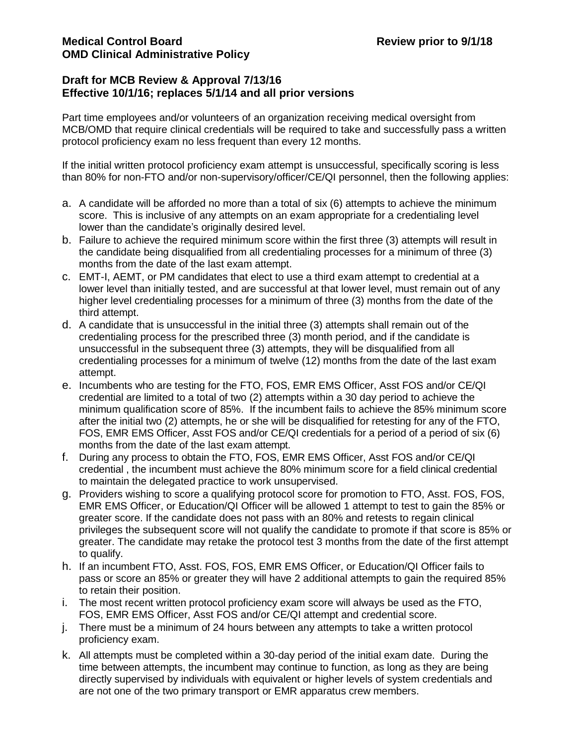**Medical Control Board** **Review prior to 9/1/18**
**OMD Clinical Administrative Policy**

**Draft for MCB Review & Approval 7/13/16**
**Effective 10/1/16; replaces 5/1/14 and all prior versions**

Part time employees and/or volunteers of an organization receiving medical oversight from MCB/OMD that require clinical credentials will be required to take and successfully pass a written protocol proficiency exam no less frequent than every 12 months.

If the initial written protocol proficiency exam attempt is unsuccessful, specifically scoring is less than 80% for non-FTO and/or non-supervisory/officer/CE/QI personnel, then the following applies:

a. A candidate will be afforded no more than a total of six (6) attempts to achieve the minimum score. This is inclusive of any attempts on an exam appropriate for a credentialing level lower than the candidate's originally desired level.
b. Failure to achieve the required minimum score within the first three (3) attempts will result in the candidate being disqualified from all credentialing processes for a minimum of three (3) months from the date of the last exam attempt.
c. EMT-I, AEMT, or PM candidates that elect to use a third exam attempt to credential at a lower level than initially tested, and are successful at that lower level, must remain out of any higher level credentialing processes for a minimum of three (3) months from the date of the third attempt.
d. A candidate that is unsuccessful in the initial three (3) attempts shall remain out of the credentialing process for the prescribed three (3) month period, and if the candidate is unsuccessful in the subsequent three (3) attempts, they will be disqualified from all credentialing processes for a minimum of twelve (12) months from the date of the last exam attempt.
e. Incumbents who are testing for the FTO, FOS, EMR EMS Officer, Asst FOS and/or CE/QI credential are limited to a total of two (2) attempts within a 30 day period to achieve the minimum qualification score of 85%. If the incumbent fails to achieve the 85% minimum score after the initial two (2) attempts, he or she will be disqualified for retesting for any of the FTO, FOS, EMR EMS Officer, Asst FOS and/or CE/QI credentials for a period of a period of six (6) months from the date of the last exam attempt.
f. During any process to obtain the FTO, FOS, EMR EMS Officer, Asst FOS and/or CE/QI credential , the incumbent must achieve the 80% minimum score for a field clinical credential to maintain the delegated practice to work unsupervised.
g. Providers wishing to score a qualifying protocol score for promotion to FTO, Asst. FOS, FOS, EMR EMS Officer, or Education/QI Officer will be allowed 1 attempt to test to gain the 85% or greater score. If the candidate does not pass with an 80% and retests to regain clinical privileges the subsequent score will not qualify the candidate to promote if that score is 85% or greater. The candidate may retake the protocol test 3 months from the date of the first attempt to qualify.
h. If an incumbent FTO, Asst. FOS, FOS, EMR EMS Officer, or Education/QI Officer fails to pass or score an 85% or greater they will have 2 additional attempts to gain the required 85% to retain their position.
i. The most recent written protocol proficiency exam score will always be used as the FTO, FOS, EMR EMS Officer, Asst FOS and/or CE/QI attempt and credential score.
j. There must be a minimum of 24 hours between any attempts to take a written protocol proficiency exam.
k. All attempts must be completed within a 30-day period of the initial exam date. During the time between attempts, the incumbent may continue to function, as long as they are being directly supervised by individuals with equivalent or higher levels of system credentials and are not one of the two primary transport or EMR apparatus crew members.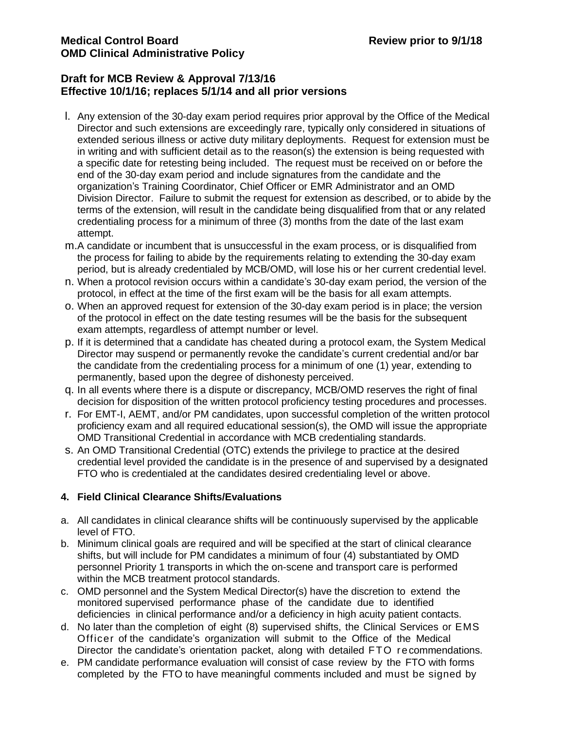**Medical Control Board** **Review prior to 9/1/18**
**OMD Clinical Administrative Policy**

**Draft for MCB Review & Approval 7/13/16**
**Effective 10/1/16; replaces 5/1/14 and all prior versions**

l. Any extension of the 30-day exam period requires prior approval by the Office of the Medical Director and such extensions are exceedingly rare, typically only considered in situations of extended serious illness or active duty military deployments. Request for extension must be in writing and with sufficient detail as to the reason(s) the extension is being requested with a specific date for retesting being included. The request must be received on or before the end of the 30-day exam period and include signatures from the candidate and the organization's Training Coordinator, Chief Officer or EMR Administrator and an OMD Division Director. Failure to submit the request for extension as described, or to abide by the terms of the extension, will result in the candidate being disqualified from that or any related credentialing process for a minimum of three (3) months from the date of the last exam attempt.
m. A candidate or incumbent that is unsuccessful in the exam process, or is disqualified from the process for failing to abide by the requirements relating to extending the 30-day exam period, but is already credentialed by MCB/OMD, will lose his or her current credential level.
n. When a protocol revision occurs within a candidate's 30-day exam period, the version of the protocol, in effect at the time of the first exam will be the basis for all exam attempts.
o. When an approved request for extension of the 30-day exam period is in place; the version of the protocol in effect on the date testing resumes will be the basis for the subsequent exam attempts, regardless of attempt number or level.
p. If it is determined that a candidate has cheated during a protocol exam, the System Medical Director may suspend or permanently revoke the candidate's current credential and/or bar the candidate from the credentialing process for a minimum of one (1) year, extending to permanently, based upon the degree of dishonesty perceived.
q. In all events where there is a dispute or discrepancy, MCB/OMD reserves the right of final decision for disposition of the written protocol proficiency testing procedures and processes.
r. For EMT-I, AEMT, and/or PM candidates, upon successful completion of the written protocol proficiency exam and all required educational session(s), the OMD will issue the appropriate OMD Transitional Credential in accordance with MCB credentialing standards.
s. An OMD Transitional Credential (OTC) extends the privilege to practice at the desired credential level provided the candidate is in the presence of and supervised by a designated FTO who is credentialed at the candidates desired credentialing level or above.

**4. Field Clinical Clearance Shifts/Evaluations**

a. All candidates in clinical clearance shifts will be continuously supervised by the applicable level of FTO.
b. Minimum clinical goals are required and will be specified at the start of clinical clearance shifts, but will include for PM candidates a minimum of four (4) substantiated by OMD personnel Priority 1 transports in which the on-scene and transport care is performed within the MCB treatment protocol standards.
c. OMD personnel and the System Medical Director(s) have the discretion to extend the monitored supervised performance phase of the candidate due to identified deficiencies in clinical performance and/or a deficiency in high acuity patient contacts.
d. No later than the completion of eight (8) supervised shifts, the Clinical Services or EMS Officer of the candidate's organization will submit to the Office of the Medical Director the candidate's orientation packet, along with detailed FTO recommendations.
e. PM candidate performance evaluation will consist of case review by the FTO with forms completed by the FTO to have meaningful comments included and must be signed by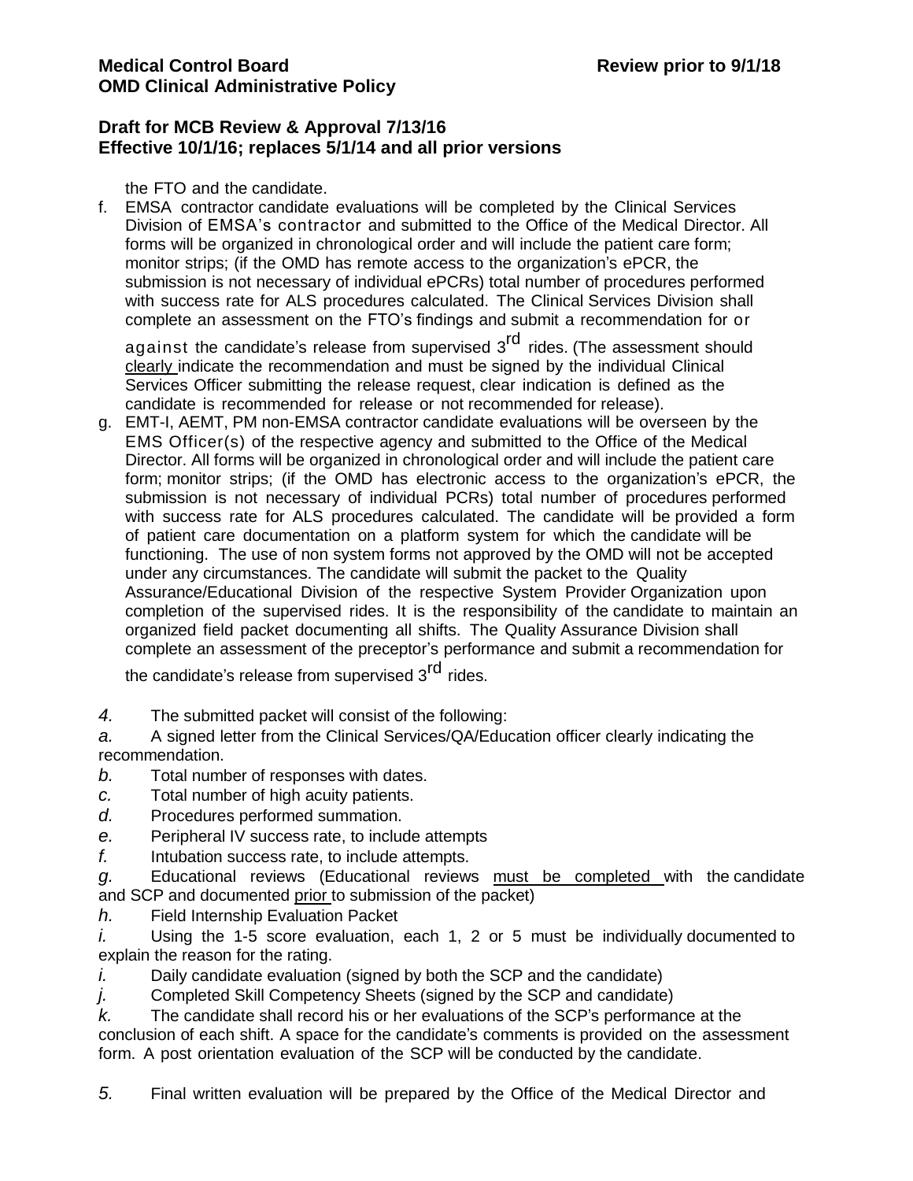the FTO and the candidate.

f. EMSA contractor candidate evaluations will be completed by the Clinical Services Division of EMSA's contractor and submitted to the Office of the Medical Director. All forms will be organized in chronological order and will include the patient care form; monitor strips; (if the OMD has remote access to the organization's ePCR, the submission is not necessary of individual ePCRs) total number of procedures performed with success rate for ALS procedures calculated. The Clinical Services Division shall complete an assessment on the FTO's findings and submit a recommendation for or against the candidate's release from supervised 3rd rides. (The assessment should clearly indicate the recommendation and must be signed by the individual Clinical Services Officer submitting the release request, clear indication is defined as the candidate is recommended for release or not recommended for release).

g. EMT-I, AEMT, PM non-EMSA contractor candidate evaluations will be overseen by the EMS Officer(s) of the respective agency and submitted to the Office of the Medical Director. All forms will be organized in chronological order and will include the patient care form; monitor strips; (if the OMD has electronic access to the organization's ePCR, the submission is not necessary of individual PCRs) total number of procedures performed with success rate for ALS procedures calculated. The candidate will be provided a form of patient care documentation on a platform system for which the candidate will be functioning. The use of non system forms not approved by the OMD will not be accepted under any circumstances. The candidate will submit the packet to the Quality Assurance/Educational Division of the respective System Provider Organization upon completion of the supervised rides. It is the responsibility of the candidate to maintain an organized field packet documenting all shifts. The Quality Assurance Division shall complete an assessment of the preceptor's performance and submit a recommendation for the candidate's release from supervised 3rd rides.

*4.* The submitted packet will consist of the following:

*a.* A signed letter from the Clinical Services/QA/Education officer clearly indicating the recommendation.

*b.* Total number of responses with dates.

*c.* Total number of high acuity patients.

*d.* Procedures performed summation.

*e.* Peripheral IV success rate, to include attempts

*f.* Intubation success rate, to include attempts.

*g.* Educational reviews (Educational reviews must be completed with the candidate and SCP and documented prior to submission of the packet)

*h.* Field Internship Evaluation Packet

*i.* Using the 1-5 score evaluation, each 1, 2 or 5 must be individually documented to explain the reason for the rating.

*i.* Daily candidate evaluation (signed by both the SCP and the candidate)

*j.* Completed Skill Competency Sheets (signed by the SCP and candidate)

*k.* The candidate shall record his or her evaluations of the SCP's performance at the conclusion of each shift. A space for the candidate's comments is provided on the assessment form. A post orientation evaluation of the SCP will be conducted by the candidate.

*5.* Final written evaluation will be prepared by the Office of the Medical Director and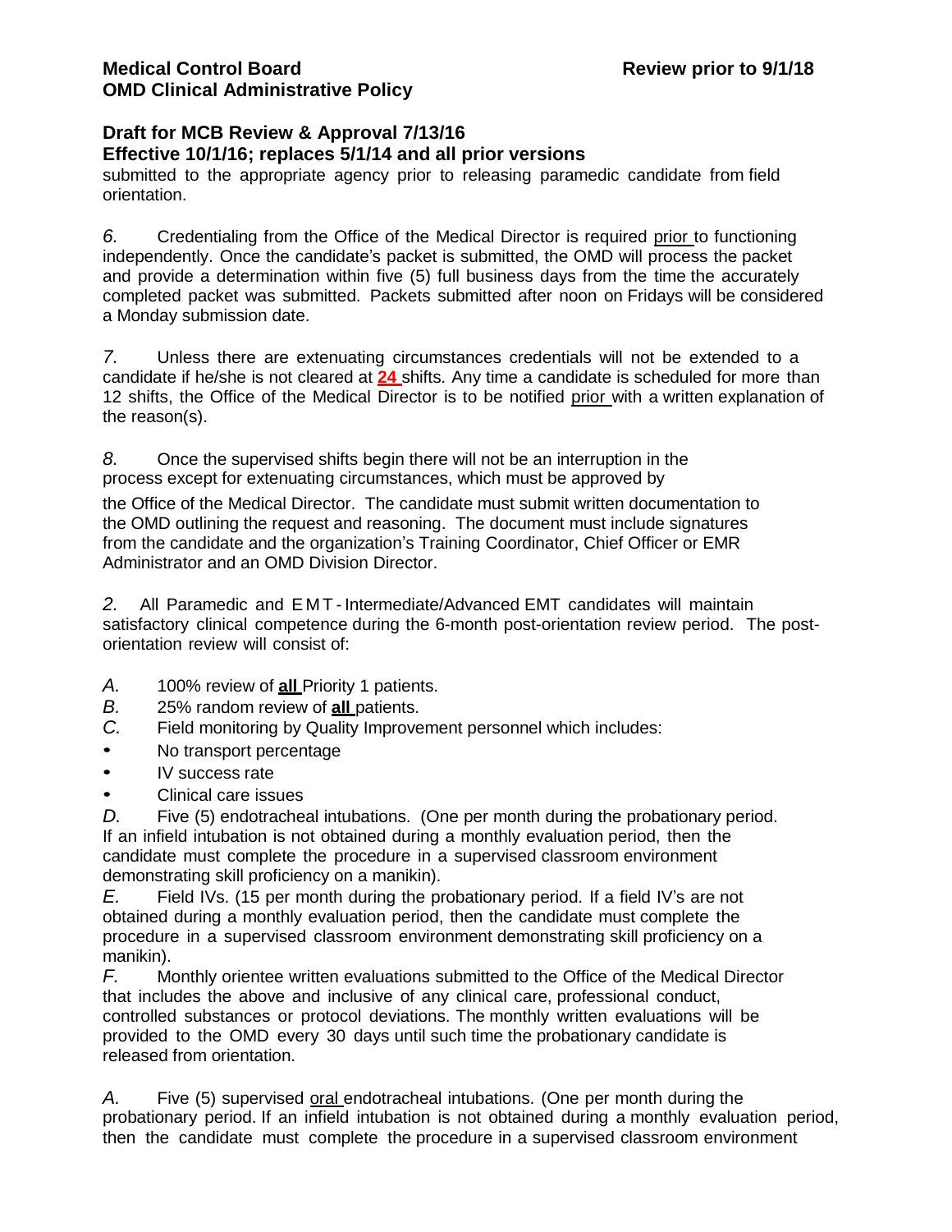**Draft for MCB Review & Approval 7/13/16**
**Effective 10/1/16; replaces 5/1/14 and all prior versions**

submitted to the appropriate agency prior to releasing paramedic candidate from field orientation.

*6.* Credentialing from the Office of the Medical Director is required prior to functioning independently. Once the candidate's packet is submitted, the OMD will process the packet and provide a determination within five (5) full business days from the time the accurately completed packet was submitted. Packets submitted after noon on Fridays will be considered a Monday submission date.

*7.* Unless there are extenuating circumstances credentials will not be extended to a candidate if he/she is not cleared at **24** shifts. Any time a candidate is scheduled for more than 12 shifts, the Office of the Medical Director is to be notified prior with a written explanation of the reason(s).

*8.* Once the supervised shifts begin there will not be an interruption in the process except for extenuating circumstances, which must be approved by the Office of the Medical Director. The candidate must submit written documentation to the OMD outlining the request and reasoning. The document must include signatures from the candidate and the organization's Training Coordinator, Chief Officer or EMR Administrator and an OMD Division Director.

*2.* All Paramedic and EMT-Intermediate/Advanced EMT candidates will maintain satisfactory clinical competence during the 6-month post-orientation review period. The post-orientation review will consist of:

*A.* 100% review of **all** Priority 1 patients.
*B.* 25% random review of **all** patients.
*C.* Field monitoring by Quality Improvement personnel which includes:

- No transport percentage
- IV success rate
- Clinical care issues

*D.* Five (5) endotracheal intubations. (One per month during the probationary period. If an infield intubation is not obtained during a monthly evaluation period, then the candidate must complete the procedure in a supervised classroom environment demonstrating skill proficiency on a manikin).
*E.* Field IVs. (15 per month during the probationary period. If a field IV's are not obtained during a monthly evaluation period, then the candidate must complete the procedure in a supervised classroom environment demonstrating skill proficiency on a manikin).
*F.* Monthly orientee written evaluations submitted to the Office of the Medical Director that includes the above and inclusive of any clinical care, professional conduct, controlled substances or protocol deviations. The monthly written evaluations will be provided to the OMD every 30 days until such time the probationary candidate is released from orientation.

*A.* Five (5) supervised oral endotracheal intubations. (One per month during the probationary period. If an infield intubation is not obtained during a monthly evaluation period, then the candidate must complete the procedure in a supervised classroom environment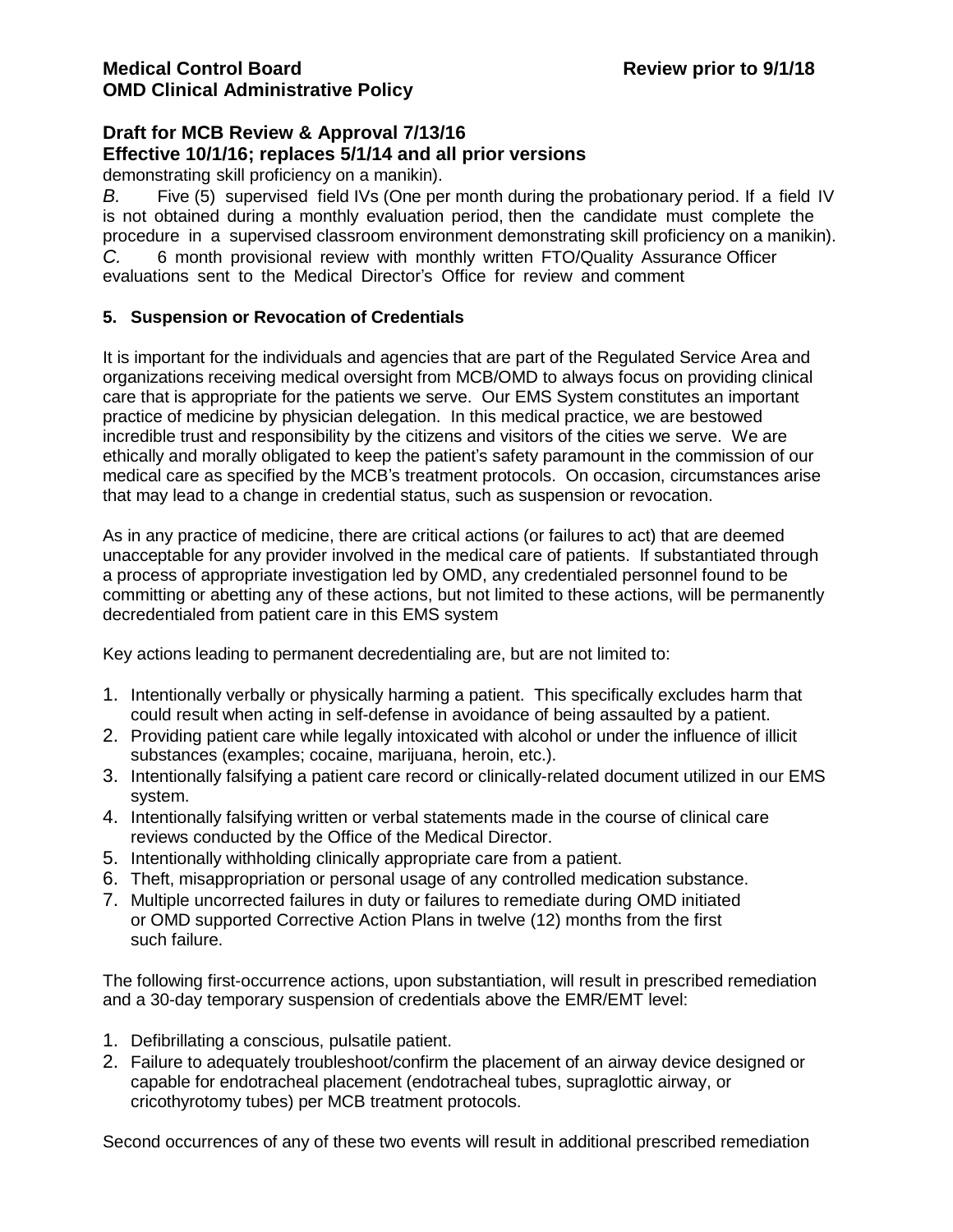demonstrating skill proficiency on a manikin).

*B.* Five (5) supervised field IVs (One per month during the probationary period. If a field IV is not obtained during a monthly evaluation period, then the candidate must complete the procedure in a supervised classroom environment demonstrating skill proficiency on a manikin).

*C.* 6 month provisional review with monthly written FTO/Quality Assurance Officer evaluations sent to the Medical Director's Office for review and comment

### 5. Suspension or Revocation of Credentials

It is important for the individuals and agencies that are part of the Regulated Service Area and organizations receiving medical oversight from MCB/OMD to always focus on providing clinical care that is appropriate for the patients we serve. Our EMS System constitutes an important practice of medicine by physician delegation. In this medical practice, we are bestowed incredible trust and responsibility by the citizens and visitors of the cities we serve. We are ethically and morally obligated to keep the patient's safety paramount in the commission of our medical care as specified by the MCB's treatment protocols. On occasion, circumstances arise that may lead to a change in credential status, such as suspension or revocation.

As in any practice of medicine, there are critical actions (or failures to act) that are deemed unacceptable for any provider involved in the medical care of patients. If substantiated through a process of appropriate investigation led by OMD, any credentialed personnel found to be committing or abetting any of these actions, but not limited to these actions, will be permanently decredentialed from patient care in this EMS system

Key actions leading to permanent decredentialing are, but are not limited to:

1. Intentionally verbally or physically harming a patient. This specifically excludes harm that could result when acting in self-defense in avoidance of being assaulted by a patient.
2. Providing patient care while legally intoxicated with alcohol or under the influence of illicit substances (examples; cocaine, marijuana, heroin, etc.).
3. Intentionally falsifying a patient care record or clinically-related document utilized in our EMS system.
4. Intentionally falsifying written or verbal statements made in the course of clinical care reviews conducted by the Office of the Medical Director.
5. Intentionally withholding clinically appropriate care from a patient.
6. Theft, misappropriation or personal usage of any controlled medication substance.
7. Multiple uncorrected failures in duty or failures to remediate during OMD initiated or OMD supported Corrective Action Plans in twelve (12) months from the first such failure.

The following first-occurrence actions, upon substantiation, will result in prescribed remediation and a 30-day temporary suspension of credentials above the EMR/EMT level:

1. Defibrillating a conscious, pulsatile patient.
2. Failure to adequately troubleshoot/confirm the placement of an airway device designed or capable for endotracheal placement (endotracheal tubes, supraglottic airway, or cricothyrotomy tubes) per MCB treatment protocols.

Second occurrences of any of these two events will result in additional prescribed remediation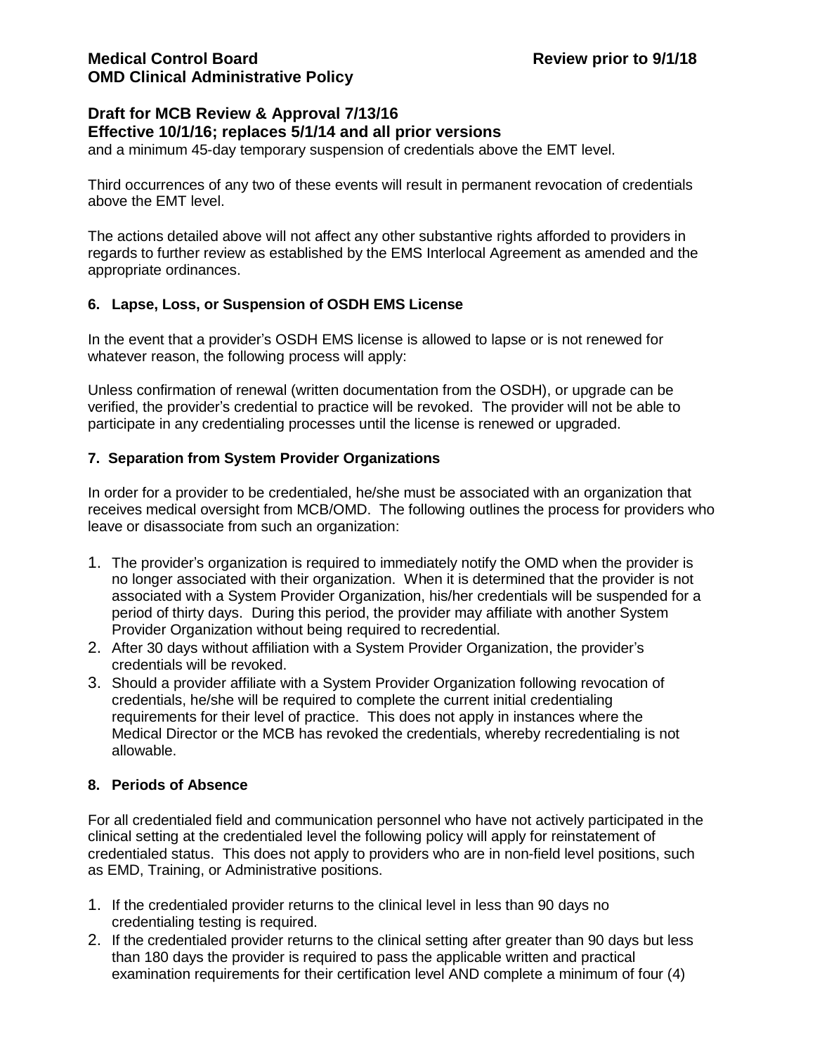and a minimum 45-day temporary suspension of credentials above the EMT level.

Third occurrences of any two of these events will result in permanent revocation of credentials above the EMT level.

The actions detailed above will not affect any other substantive rights afforded to providers in regards to further review as established by the EMS Interlocal Agreement as amended and the appropriate ordinances.

### 6. Lapse, Loss, or Suspension of OSDH EMS License

In the event that a provider's OSDH EMS license is allowed to lapse or is not renewed for whatever reason, the following process will apply:

Unless confirmation of renewal (written documentation from the OSDH), or upgrade can be verified, the provider's credential to practice will be revoked. The provider will not be able to participate in any credentialing processes until the license is renewed or upgraded.

### 7. Separation from System Provider Organizations

In order for a provider to be credentialed, he/she must be associated with an organization that receives medical oversight from MCB/OMD. The following outlines the process for providers who leave or disassociate from such an organization:

1. The provider's organization is required to immediately notify the OMD when the provider is no longer associated with their organization. When it is determined that the provider is not associated with a System Provider Organization, his/her credentials will be suspended for a period of thirty days. During this period, the provider may affiliate with another System Provider Organization without being required to recredential.
2. After 30 days without affiliation with a System Provider Organization, the provider's credentials will be revoked.
3. Should a provider affiliate with a System Provider Organization following revocation of credentials, he/she will be required to complete the current initial credentialing requirements for their level of practice. This does not apply in instances where the Medical Director or the MCB has revoked the credentials, whereby recredentialing is not allowable.

### 8. Periods of Absence

For all credentialed field and communication personnel who have not actively participated in the clinical setting at the credentialed level the following policy will apply for reinstatement of credentialed status. This does not apply to providers who are in non-field level positions, such as EMD, Training, or Administrative positions.

1. If the credentialed provider returns to the clinical level in less than 90 days no credentialing testing is required.
2. If the credentialed provider returns to the clinical setting after greater than 90 days but less than 180 days the provider is required to pass the applicable written and practical examination requirements for their certification level AND complete a minimum of four (4)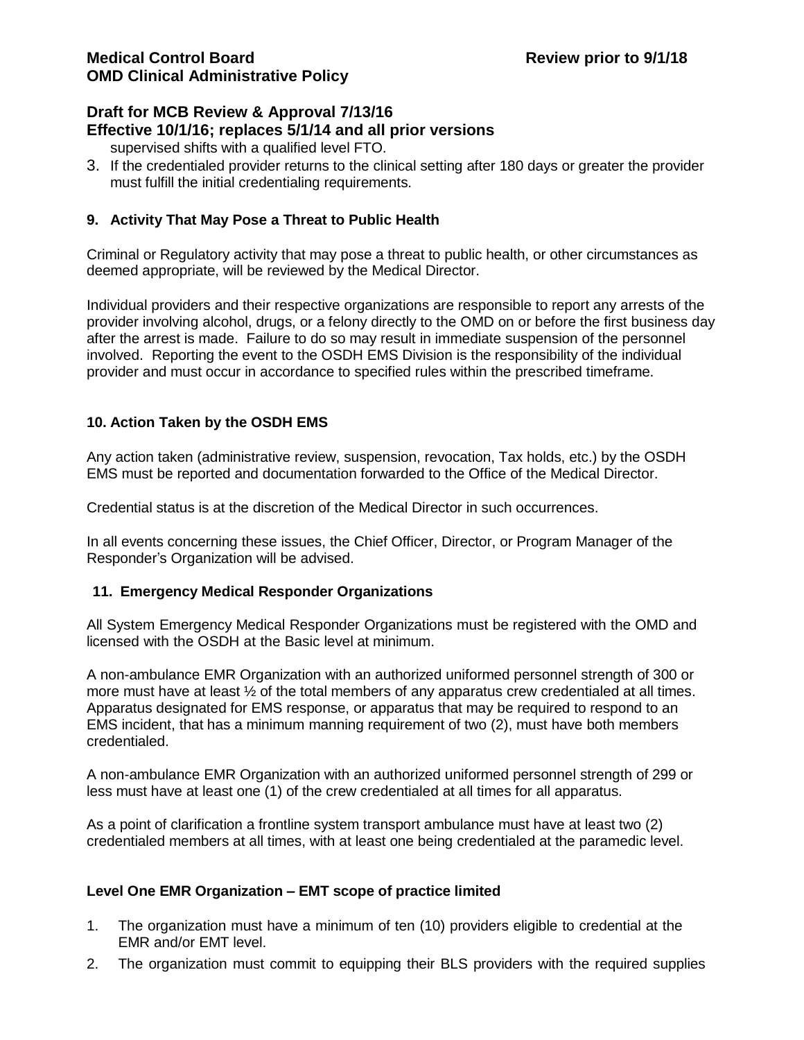supervised shifts with a qualified level FTO.

3. If the credentialed provider returns to the clinical setting after 180 days or greater the provider must fulfill the initial credentialing requirements.

**9. Activity That May Pose a Threat to Public Health**

Criminal or Regulatory activity that may pose a threat to public health, or other circumstances as deemed appropriate, will be reviewed by the Medical Director.

Individual providers and their respective organizations are responsible to report any arrests of the provider involving alcohol, drugs, or a felony directly to the OMD on or before the first business day after the arrest is made. Failure to do so may result in immediate suspension of the personnel involved. Reporting the event to the OSDH EMS Division is the responsibility of the individual provider and must occur in accordance to specified rules within the prescribed timeframe.

**10. Action Taken by the OSDH EMS**

Any action taken (administrative review, suspension, revocation, Tax holds, etc.) by the OSDH EMS must be reported and documentation forwarded to the Office of the Medical Director.

Credential status is at the discretion of the Medical Director in such occurrences.

In all events concerning these issues, the Chief Officer, Director, or Program Manager of the Responder's Organization will be advised.

**11. Emergency Medical Responder Organizations**

All System Emergency Medical Responder Organizations must be registered with the OMD and licensed with the OSDH at the Basic level at minimum.

A non-ambulance EMR Organization with an authorized uniformed personnel strength of 300 or more must have at least ½ of the total members of any apparatus crew credentialed at all times. Apparatus designated for EMS response, or apparatus that may be required to respond to an EMS incident, that has a minimum manning requirement of two (2), must have both members credentialed.

A non-ambulance EMR Organization with an authorized uniformed personnel strength of 299 or less must have at least one (1) of the crew credentialed at all times for all apparatus.

As a point of clarification a frontline system transport ambulance must have at least two (2) credentialed members at all times, with at least one being credentialed at the paramedic level.

**Level One EMR Organization – EMT scope of practice limited**

1. The organization must have a minimum of ten (10) providers eligible to credential at the EMR and/or EMT level.
2. The organization must commit to equipping their BLS providers with the required supplies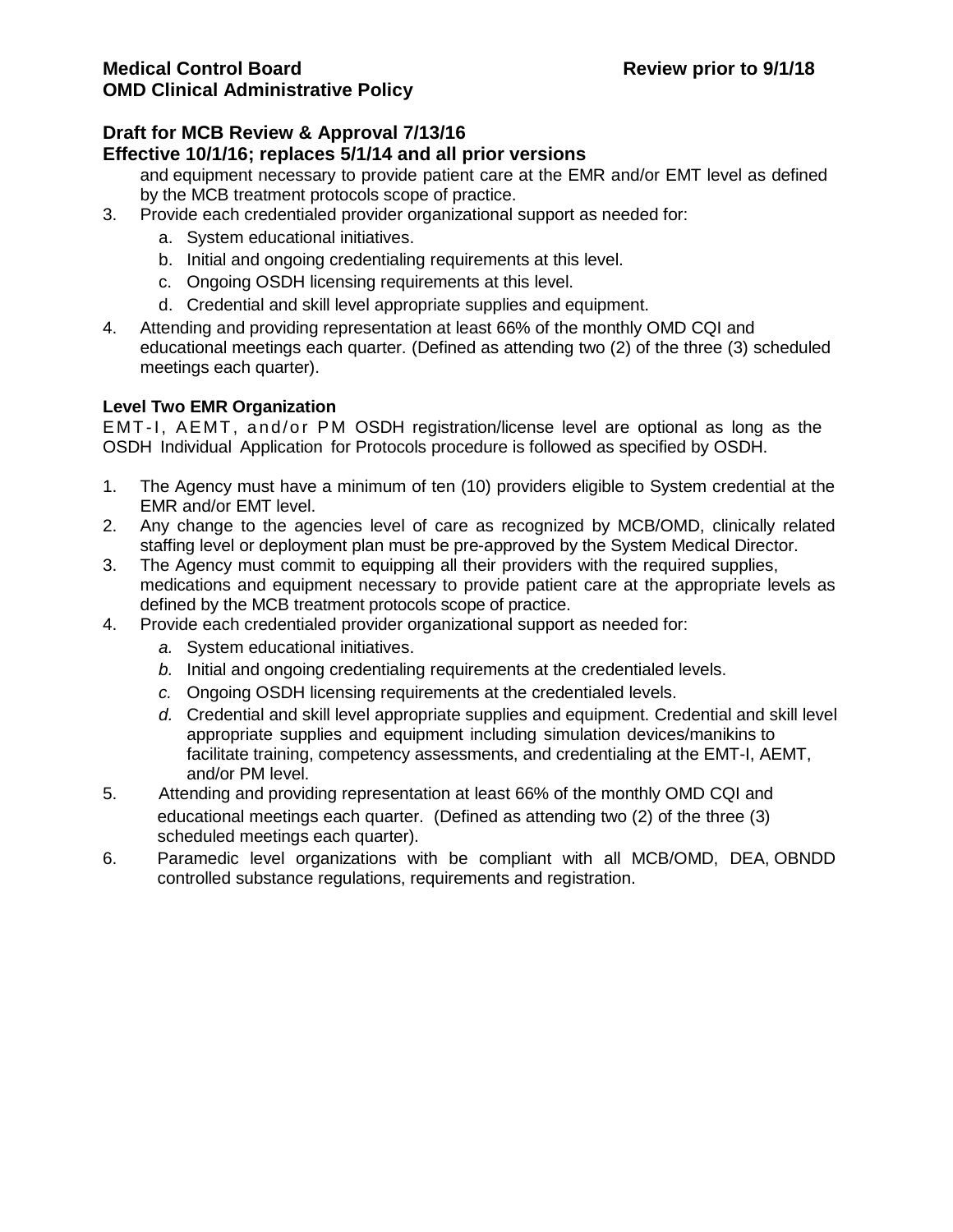and equipment necessary to provide patient care at the EMR and/or EMT level as defined by the MCB treatment protocols scope of practice.

3. Provide each credentialed provider organizational support as needed for:
   a. System educational initiatives.
   b. Initial and ongoing credentialing requirements at this level.
   c. Ongoing OSDH licensing requirements at this level.
   d. Credential and skill level appropriate supplies and equipment.
4. Attending and providing representation at least 66% of the monthly OMD CQI and educational meetings each quarter. (Defined as attending two (2) of the three (3) scheduled meetings each quarter).

**Level Two EMR Organization**

EMT-I, AEMT, and/or PM OSDH registration/license level are optional as long as the OSDH Individual Application for Protocols procedure is followed as specified by OSDH.

1. The Agency must have a minimum of ten (10) providers eligible to System credential at the EMR and/or EMT level.
2. Any change to the agencies level of care as recognized by MCB/OMD, clinically related staffing level or deployment plan must be pre-approved by the System Medical Director.
3. The Agency must commit to equipping all their providers with the required supplies, medications and equipment necessary to provide patient care at the appropriate levels as defined by the MCB treatment protocols scope of practice.
4. Provide each credentialed provider organizational support as needed for:
   *a.* System educational initiatives.
   *b.* Initial and ongoing credentialing requirements at the credentialed levels.
   *c.* Ongoing OSDH licensing requirements at the credentialed levels.
   *d.* Credential and skill level appropriate supplies and equipment. Credential and skill level appropriate supplies and equipment including simulation devices/manikins to facilitate training, competency assessments, and credentialing at the EMT-I, AEMT, and/or PM level.
5. Attending and providing representation at least 66% of the monthly OMD CQI and educational meetings each quarter. (Defined as attending two (2) of the three (3) scheduled meetings each quarter).
6. Paramedic level organizations with be compliant with all MCB/OMD, DEA, OBNDD controlled substance regulations, requirements and registration.